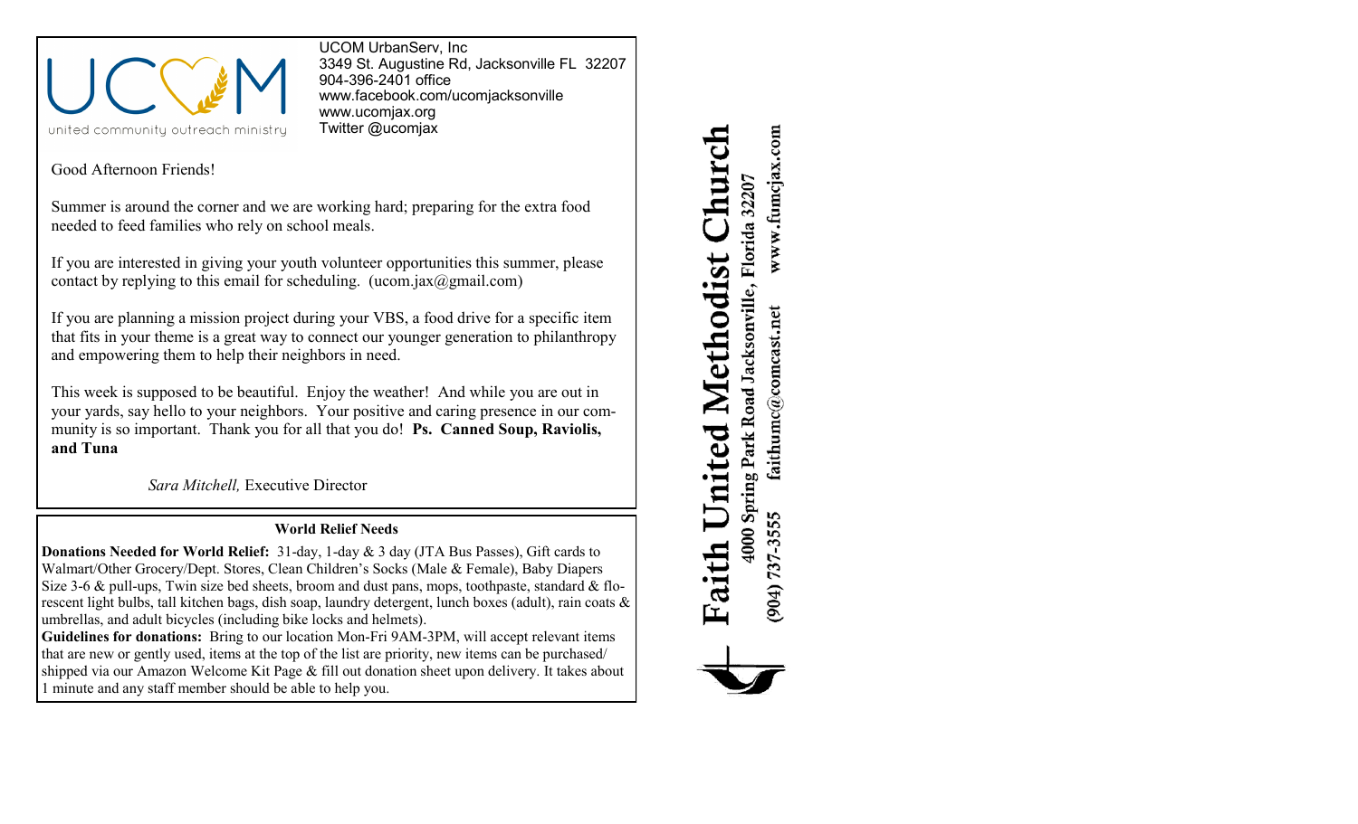united community outreach ministry

UCOM UrbanServ, Inc
3349 St. Augustine Rd, Jacksonville FL 32207
904-396-2401 office
www.facebook.com/ucomjacksonville
www.ucomjax.org
Twitter @ucomjax

Good Afternoon Friends!

Summer is around the corner and we are working hard; preparing for the extra food needed to feed families who rely on school meals.

If you are interested in giving your youth volunteer opportunities this summer, please contact by replying to this email for scheduling. (ucom.jax@gmail.com)

If you are planning a mission project during your VBS, a food drive for a specific item that fits in your theme is a great way to connect our younger generation to philanthropy and empowering them to help their neighbors in need.

This week is supposed to be beautiful. Enjoy the weather! And while you are out in your yards, say hello to your neighbors. Your positive and caring presence in our community is so important. Thank you for all that you do! **Ps. Canned Soup, Raviolis, and Tuna**

*Sara Mitchell,* Executive Director

### World Relief Needs

**Donations Needed for World Relief:** 31-day, 1-day & 3 day (JTA Bus Passes), Gift cards to Walmart/Other Grocery/Dept. Stores, Clean Children's Socks (Male & Female), Baby Diapers Size 3-6 & pull-ups, Twin size bed sheets, broom and dust pans, mops, toothpaste, standard & florescent light bulbs, tall kitchen bags, dish soap, laundry detergent, lunch boxes (adult), rain coats & umbrellas, and adult bicycles (including bike locks and helmets).

**Guidelines for donations:** Bring to our location Mon-Fri 9AM-3PM, will accept relevant items that are new or gently used, items at the top of the list are priority, new items can be purchased/shipped via our Amazon Welcome Kit Page & fill out donation sheet upon delivery. It takes about 1 minute and any staff member should be able to help you.

# Faith United Methodist Church

4000 Spring Park Road Jacksonville, Florida 32207

(904) 737-3555 faithumc@comcast.net www.fumcjax.com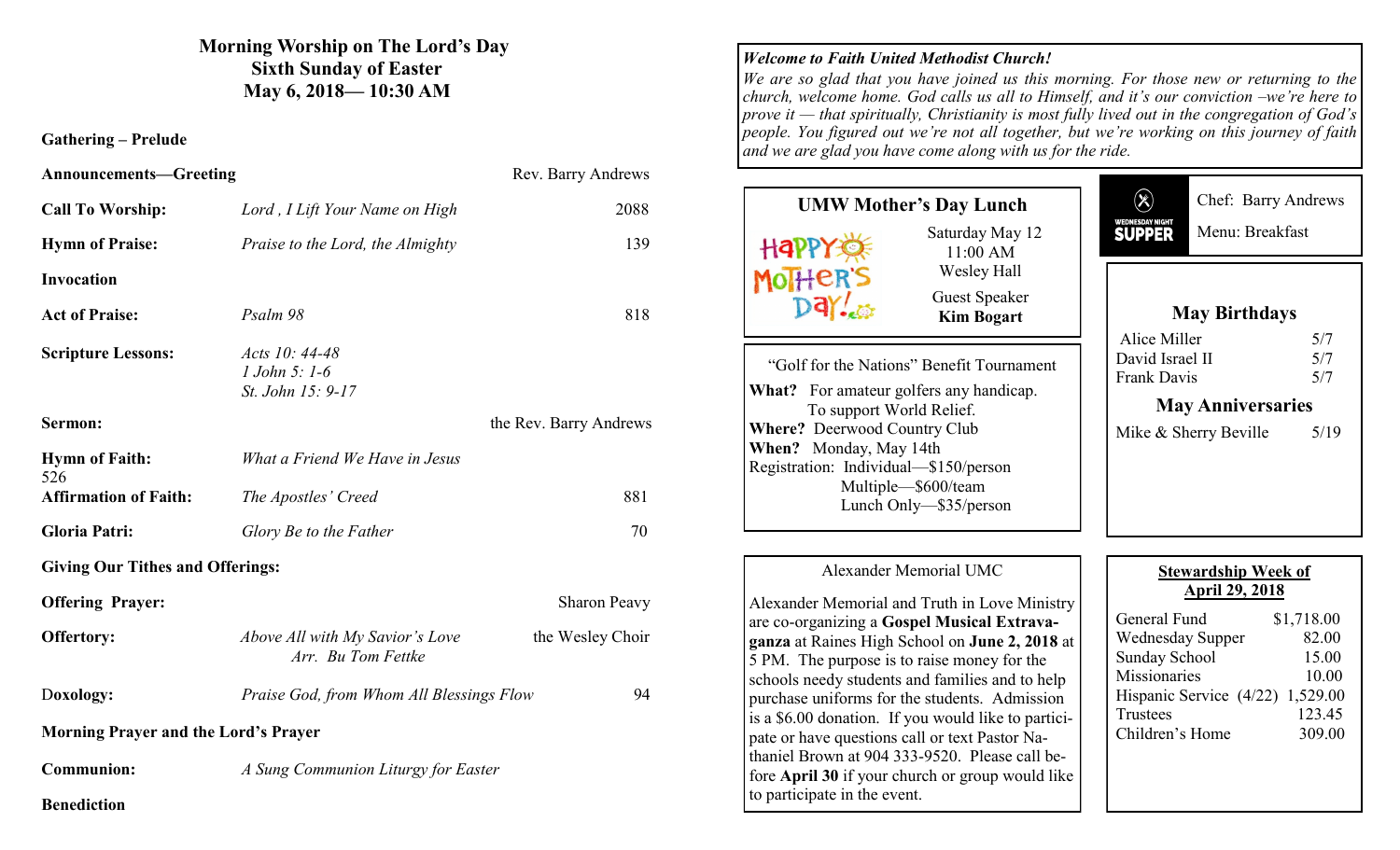**Morning Worship on The Lord's Day**
**Sixth Sunday of Easter**
**May 6, 2018— 10:30 AM**

**Gathering – Prelude**

| | | |
|---|---|---|
| **Announcements—Greeting** | | Rev. Barry Andrews |
| **Call To Worship:** | *Lord , I Lift Your Name on High* | 2088 |
| **Hymn of Praise:** | *Praise to the Lord, the Almighty* | 139 |
| **Invocation** | | |
| **Act of Praise:** | *Psalm 98* | 818 |
| **Scripture Lessons:** | *Acts 10: 44-48*<br>*1 John 5: 1-6*<br>*St. John 15: 9-17* | |
| **Sermon:** | | the Rev. Barry Andrews |
| **Hymn of Faith:** 526 | *What a Friend We Have in Jesus* | |
| **Affirmation of Faith:** | *The Apostles' Creed* | 881 |
| **Gloria Patri:** | *Glory Be to the Father* | 70 |
| **Giving Our Tithes and Offerings:** | | |
| **Offering Prayer:** | | Sharon Peavy |
| **Offertory:** | *Above All with My Savior's Love*<br>*Arr. Bu Tom Fettke* | the Wesley Choir |
| Doxology: | *Praise God, from Whom All Blessings Flow* | 94 |
| **Morning Prayer and the Lord's Prayer** | | |
| **Communion:** | *A Sung Communion Liturgy for Easter* | |
| **Benediction** | | |

***Welcome to Faith United Methodist Church!***

*We are so glad that you have joined us this morning. For those new or returning to the church, welcome home. God calls us all to Himself, and it's our conviction –we're here to prove it — that spiritually, Christianity is most fully lived out in the congregation of God's people. You figured out we're not all together, but we're working on this journey of faith and we are glad you have come along with us for the ride.*

**UMW Mother's Day Lunch**

HAPPY MOTHER'S DAY!

Saturday May 12
11:00 AM
Wesley Hall
Guest Speaker
**Kim Bogart**

WEDNESDAY NIGHT SUPPER

Chef: Barry Andrews
Menu: Breakfast

**May Birthdays**

| | |
|---|---|
| Alice Miller | 5/7 |
| David Israel II | 5/7 |
| Frank Davis | 5/7 |

**May Anniversaries**

| | |
|---|---|
| Mike & Sherry Beville | 5/19 |

"Golf for the Nations" Benefit Tournament

**What?** For amateur golfers any handicap. To support World Relief.
**Where?** Deerwood Country Club
**When?** Monday, May 14th
Registration: Individual—$150/person
Multiple—$600/team
Lunch Only—$35/person

Alexander Memorial UMC

Alexander Memorial and Truth in Love Ministry are co-organizing a **Gospel Musical Extravaganza** at Raines High School on **June 2, 2018** at 5 PM. The purpose is to raise money for the schools needy students and families and to help purchase uniforms for the students. Admission is a $6.00 donation. If you would like to participate or have questions call or text Pastor Nathaniel Brown at 904 333-9520. Please call before **April 30** if your church or group would like to participate in the event.

**Stewardship Week of April 29, 2018**

| | |
|---|---|
| General Fund | $1,718.00 |
| Wednesday Supper | 82.00 |
| Sunday School | 15.00 |
| Missionaries | 10.00 |
| Hispanic Service (4/22) | 1,529.00 |
| Trustees | 123.45 |
| Children's Home | 309.00 |